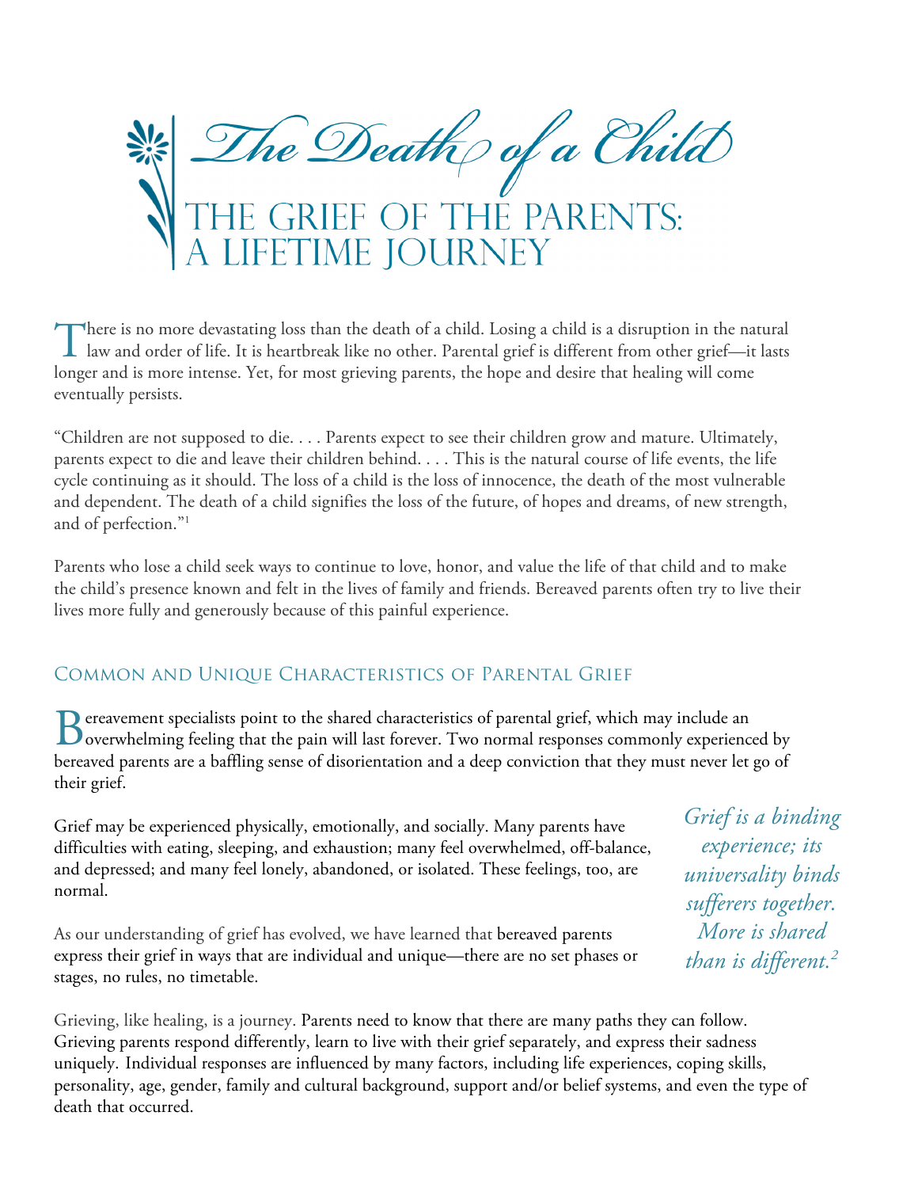# The Death of a Child

## The Grief of the Parents: A Lifetime Journey

There is no more devastating loss than the death of a child. Losing a child is a disruption in the natural law and order of life. It is heartbreak like no other. Parental grief is different from other grief—it lasts longer and is more intense. Yet, for most grieving parents, the hope and desire that healing will come eventually persists.

"Children are not supposed to die. . . . Parents expect to see their children grow and mature. Ultimately, parents expect to die and leave their children behind. . . . This is the natural course of life events, the life cycle continuing as it should. The loss of a child is the loss of innocence, the death of the most vulnerable and dependent. The death of a child signifies the loss of the future, of hopes and dreams, of new strength, and of perfection."[1]

Parents who lose a child seek ways to continue to love, honor, and value the life of that child and to make the child's presence known and felt in the lives of family and friends. Bereaved parents often try to live their lives more fully and generously because of this painful experience.

### Common and Unique Characteristics of Parental Grief

Bereavement specialists point to the shared characteristics of parental grief, which may include an overwhelming feeling that the pain will last forever. Two normal responses commonly experienced by bereaved parents are a baffling sense of disorientation and a deep conviction that they must never let go of their grief.

Grief may be experienced physically, emotionally, and socially. Many parents have difficulties with eating, sleeping, and exhaustion; many feel overwhelmed, off-balance, and depressed; and many feel lonely, abandoned, or isolated. These feelings, too, are normal.

As our understanding of grief has evolved, we have learned that bereaved parents express their grief in ways that are individual and unique—there are no set phases or stages, no rules, no timetable.

*Grief is a binding experience; its universality binds sufferers together. More is shared than is different.*[2]

Grieving, like healing, is a journey. Parents need to know that there are many paths they can follow. Grieving parents respond differently, learn to live with their grief separately, and express their sadness uniquely. Individual responses are influenced by many factors, including life experiences, coping skills, personality, age, gender, family and cultural background, support and/or belief systems, and even the type of death that occurred.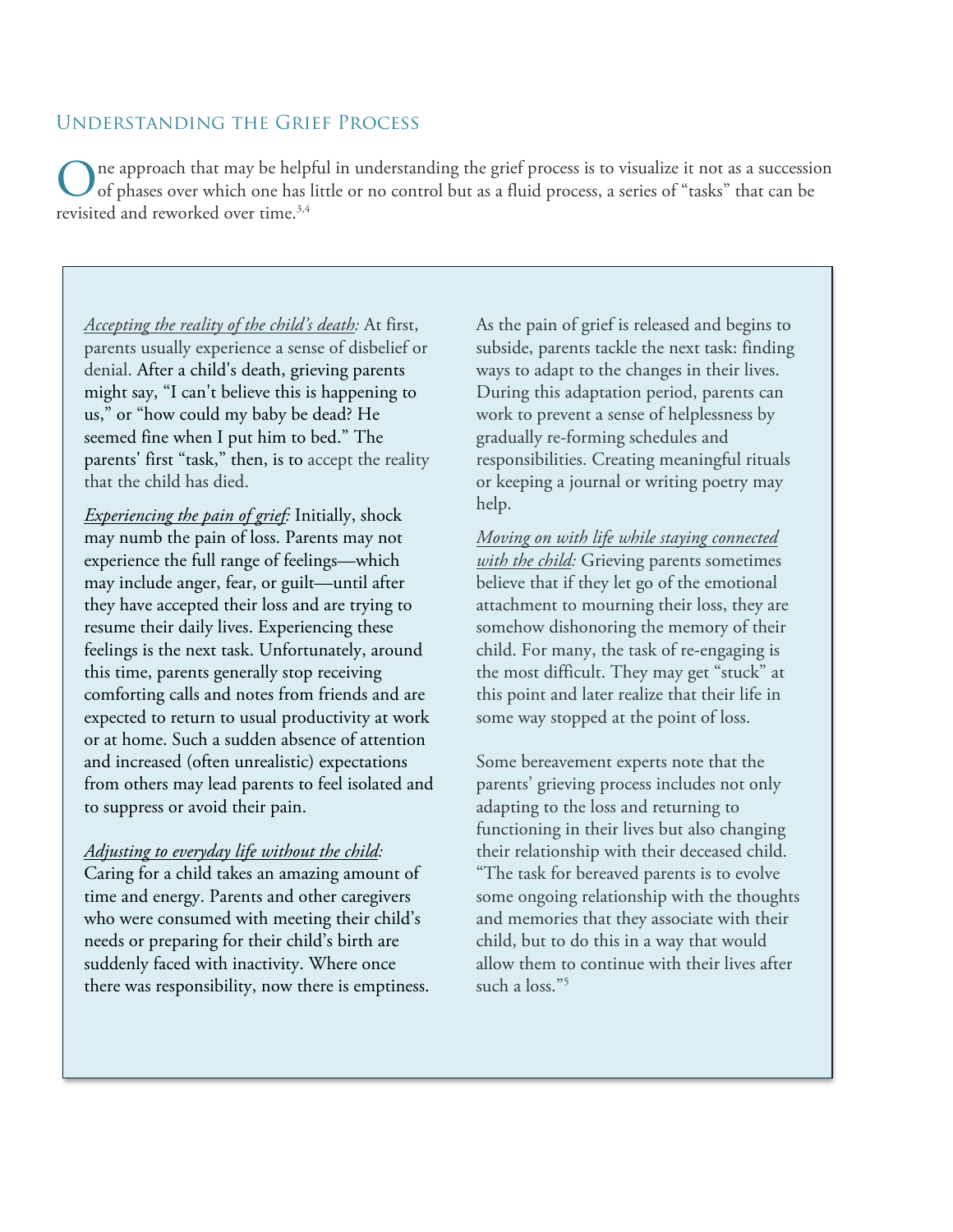## Understanding the Grief Process

One approach that may be helpful in understanding the grief process is to visualize it not as a succession of phases over which one has little or no control but as a fluid process, a series of "tasks" that can be revisited and reworked over time.[3,4]

*Accepting the reality of the child's death:* At first, parents usually experience a sense of disbelief or denial. After a child's death, grieving parents might say, "I can't believe this is happening to us," or "how could my baby be dead? He seemed fine when I put him to bed." The parents' first "task," then, is to accept the reality that the child has died.

*Experiencing the pain of grief:* Initially, shock may numb the pain of loss. Parents may not experience the full range of feelings—which may include anger, fear, or guilt—until after they have accepted their loss and are trying to resume their daily lives. Experiencing these feelings is the next task. Unfortunately, around this time, parents generally stop receiving comforting calls and notes from friends and are expected to return to usual productivity at work or at home. Such a sudden absence of attention and increased (often unrealistic) expectations from others may lead parents to feel isolated and to suppress or avoid their pain.

*Adjusting to everyday life without the child:* Caring for a child takes an amazing amount of time and energy. Parents and other caregivers who were consumed with meeting their child's needs or preparing for their child's birth are suddenly faced with inactivity. Where once there was responsibility, now there is emptiness. As the pain of grief is released and begins to subside, parents tackle the next task: finding ways to adapt to the changes in their lives. During this adaptation period, parents can work to prevent a sense of helplessness by gradually re-forming schedules and responsibilities. Creating meaningful rituals or keeping a journal or writing poetry may help.

*Moving on with life while staying connected with the child:* Grieving parents sometimes believe that if they let go of the emotional attachment to mourning their loss, they are somehow dishonoring the memory of their child. For many, the task of re-engaging is the most difficult. They may get "stuck" at this point and later realize that their life in some way stopped at the point of loss.

Some bereavement experts note that the parents' grieving process includes not only adapting to the loss and returning to functioning in their lives but also changing their relationship with their deceased child. "The task for bereaved parents is to evolve some ongoing relationship with the thoughts and memories that they associate with their child, but to do this in a way that would allow them to continue with their lives after such a loss."[5]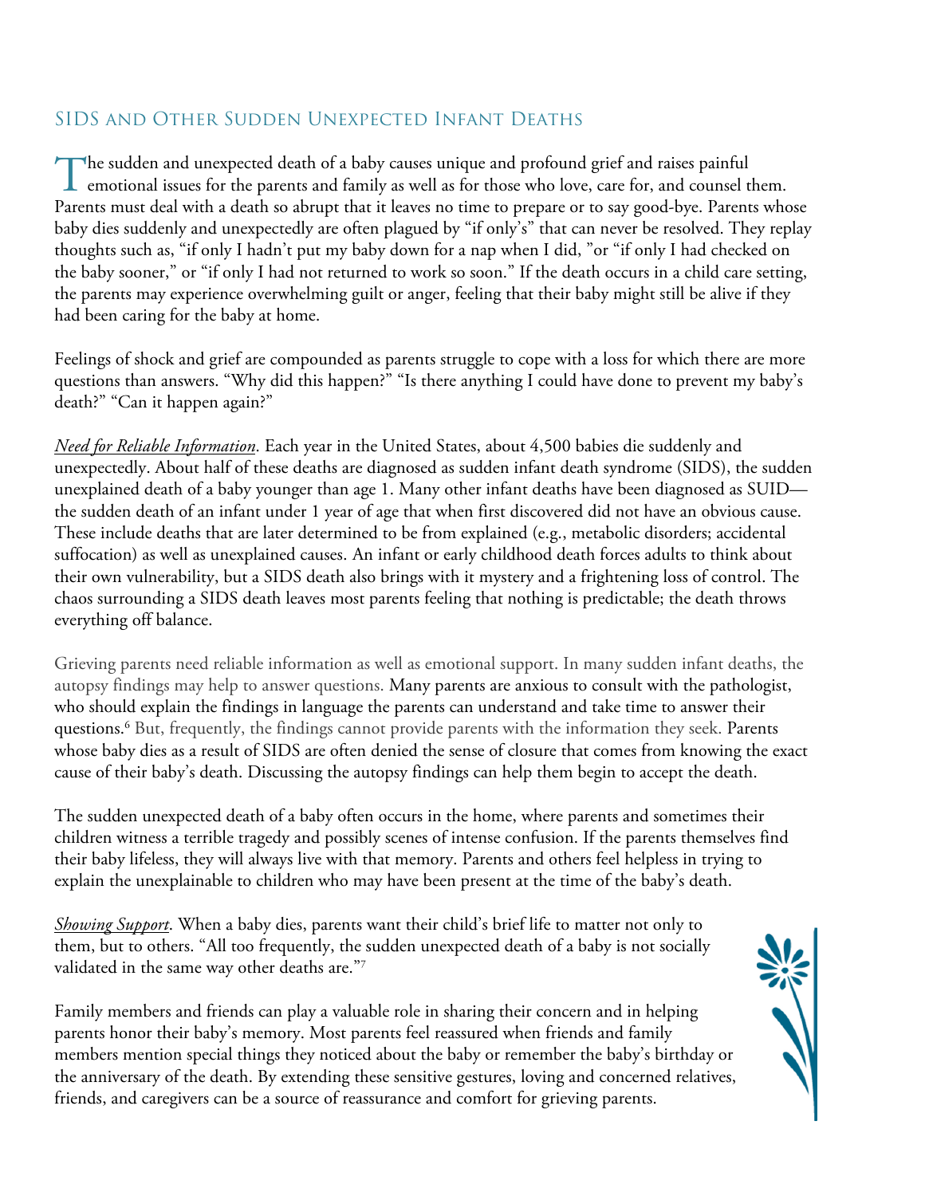## SIDS and Other Sudden Unexpected Infant Deaths

The sudden and unexpected death of a baby causes unique and profound grief and raises painful emotional issues for the parents and family as well as for those who love, care for, and counsel them. Parents must deal with a death so abrupt that it leaves no time to prepare or to say good-bye. Parents whose baby dies suddenly and unexpectedly are often plagued by "if only's" that can never be resolved. They replay thoughts such as, "if only I hadn't put my baby down for a nap when I did, "or "if only I had checked on the baby sooner," or "if only I had not returned to work so soon." If the death occurs in a child care setting, the parents may experience overwhelming guilt or anger, feeling that their baby might still be alive if they had been caring for the baby at home.

Feelings of shock and grief are compounded as parents struggle to cope with a loss for which there are more questions than answers. "Why did this happen?" "Is there anything I could have done to prevent my baby's death?" "Can it happen again?"

*Need for Reliable Information*. Each year in the United States, about 4,500 babies die suddenly and unexpectedly. About half of these deaths are diagnosed as sudden infant death syndrome (SIDS), the sudden unexplained death of a baby younger than age 1. Many other infant deaths have been diagnosed as SUID—the sudden death of an infant under 1 year of age that when first discovered did not have an obvious cause. These include deaths that are later determined to be from explained (e.g., metabolic disorders; accidental suffocation) as well as unexplained causes. An infant or early childhood death forces adults to think about their own vulnerability, but a SIDS death also brings with it mystery and a frightening loss of control. The chaos surrounding a SIDS death leaves most parents feeling that nothing is predictable; the death throws everything off balance.

Grieving parents need reliable information as well as emotional support. In many sudden infant deaths, the autopsy findings may help to answer questions. Many parents are anxious to consult with the pathologist, who should explain the findings in language the parents can understand and take time to answer their questions.[6] But, frequently, the findings cannot provide parents with the information they seek. Parents whose baby dies as a result of SIDS are often denied the sense of closure that comes from knowing the exact cause of their baby's death. Discussing the autopsy findings can help them begin to accept the death.

The sudden unexpected death of a baby often occurs in the home, where parents and sometimes their children witness a terrible tragedy and possibly scenes of intense confusion. If the parents themselves find their baby lifeless, they will always live with that memory. Parents and others feel helpless in trying to explain the unexplainable to children who may have been present at the time of the baby's death.

*Showing Support*. When a baby dies, parents want their child's brief life to matter not only to them, but to others. "All too frequently, the sudden unexpected death of a baby is not socially validated in the same way other deaths are."[7]

Family members and friends can play a valuable role in sharing their concern and in helping parents honor their baby's memory. Most parents feel reassured when friends and family members mention special things they noticed about the baby or remember the baby's birthday or the anniversary of the death. By extending these sensitive gestures, loving and concerned relatives, friends, and caregivers can be a source of reassurance and comfort for grieving parents.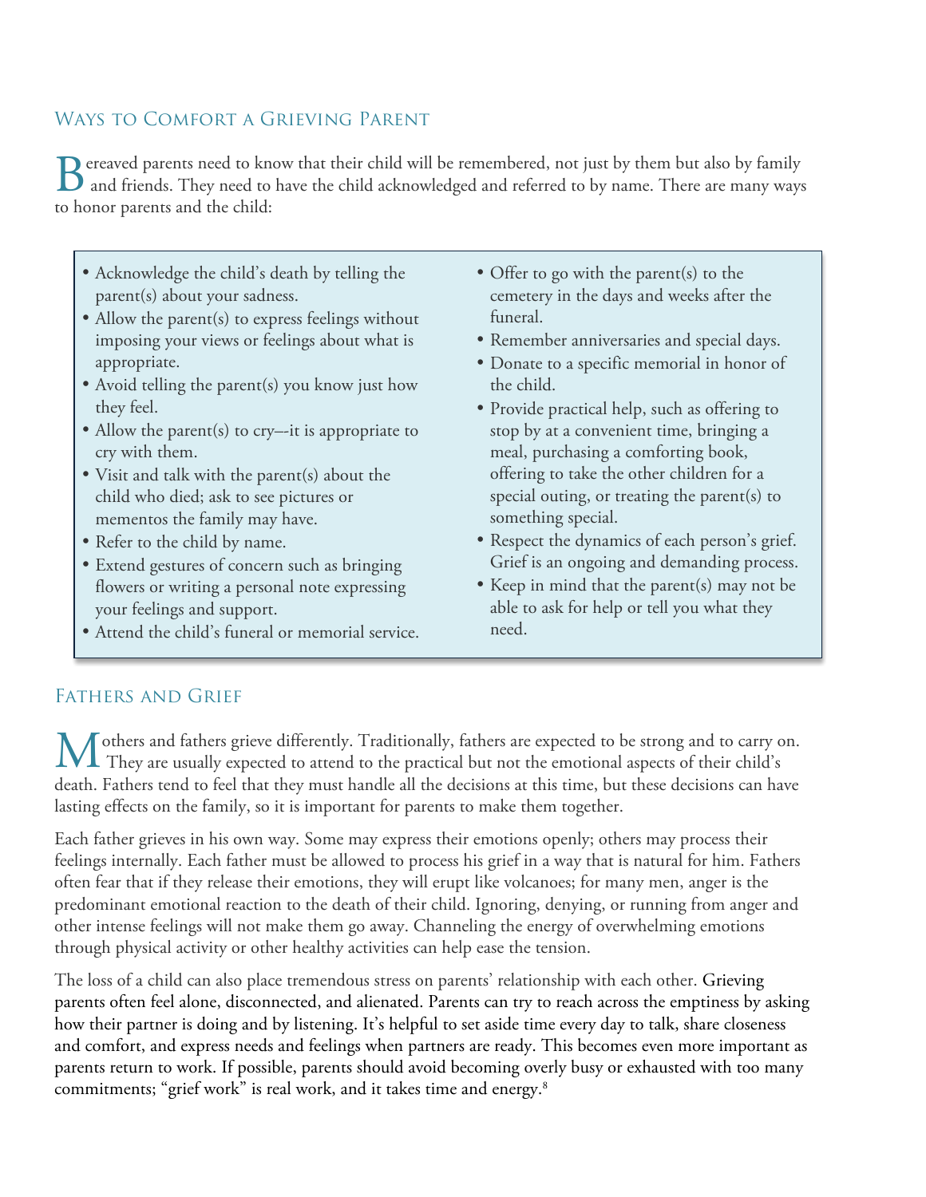## Ways to Comfort a Grieving Parent

Bereaved parents need to know that their child will be remembered, not just by them but also by family and friends. They need to have the child acknowledged and referred to by name. There are many ways to honor parents and the child:

- Acknowledge the child's death by telling the parent(s) about your sadness.
- Allow the parent(s) to express feelings without imposing your views or feelings about what is appropriate.
- Avoid telling the parent(s) you know just how they feel.
- Allow the parent(s) to cry–-it is appropriate to cry with them.
- Visit and talk with the parent(s) about the child who died; ask to see pictures or mementos the family may have.
- Refer to the child by name.
- Extend gestures of concern such as bringing flowers or writing a personal note expressing your feelings and support.
- Attend the child's funeral or memorial service.
- Offer to go with the parent(s) to the cemetery in the days and weeks after the funeral.
- Remember anniversaries and special days.
- Donate to a specific memorial in honor of the child.
- Provide practical help, such as offering to stop by at a convenient time, bringing a meal, purchasing a comforting book, offering to take the other children for a special outing, or treating the parent(s) to something special.
- Respect the dynamics of each person's grief. Grief is an ongoing and demanding process.
- Keep in mind that the parent(s) may not be able to ask for help or tell you what they need.

## Fathers and Grief

Mothers and fathers grieve differently. Traditionally, fathers are expected to be strong and to carry on. They are usually expected to attend to the practical but not the emotional aspects of their child's death. Fathers tend to feel that they must handle all the decisions at this time, but these decisions can have lasting effects on the family, so it is important for parents to make them together.

Each father grieves in his own way. Some may express their emotions openly; others may process their feelings internally. Each father must be allowed to process his grief in a way that is natural for him. Fathers often fear that if they release their emotions, they will erupt like volcanoes; for many men, anger is the predominant emotional reaction to the death of their child. Ignoring, denying, or running from anger and other intense feelings will not make them go away. Channeling the energy of overwhelming emotions through physical activity or other healthy activities can help ease the tension.

The loss of a child can also place tremendous stress on parents' relationship with each other. Grieving parents often feel alone, disconnected, and alienated. Parents can try to reach across the emptiness by asking how their partner is doing and by listening. It's helpful to set aside time every day to talk, share closeness and comfort, and express needs and feelings when partners are ready. This becomes even more important as parents return to work. If possible, parents should avoid becoming overly busy or exhausted with too many commitments; "grief work" is real work, and it takes time and energy.[8]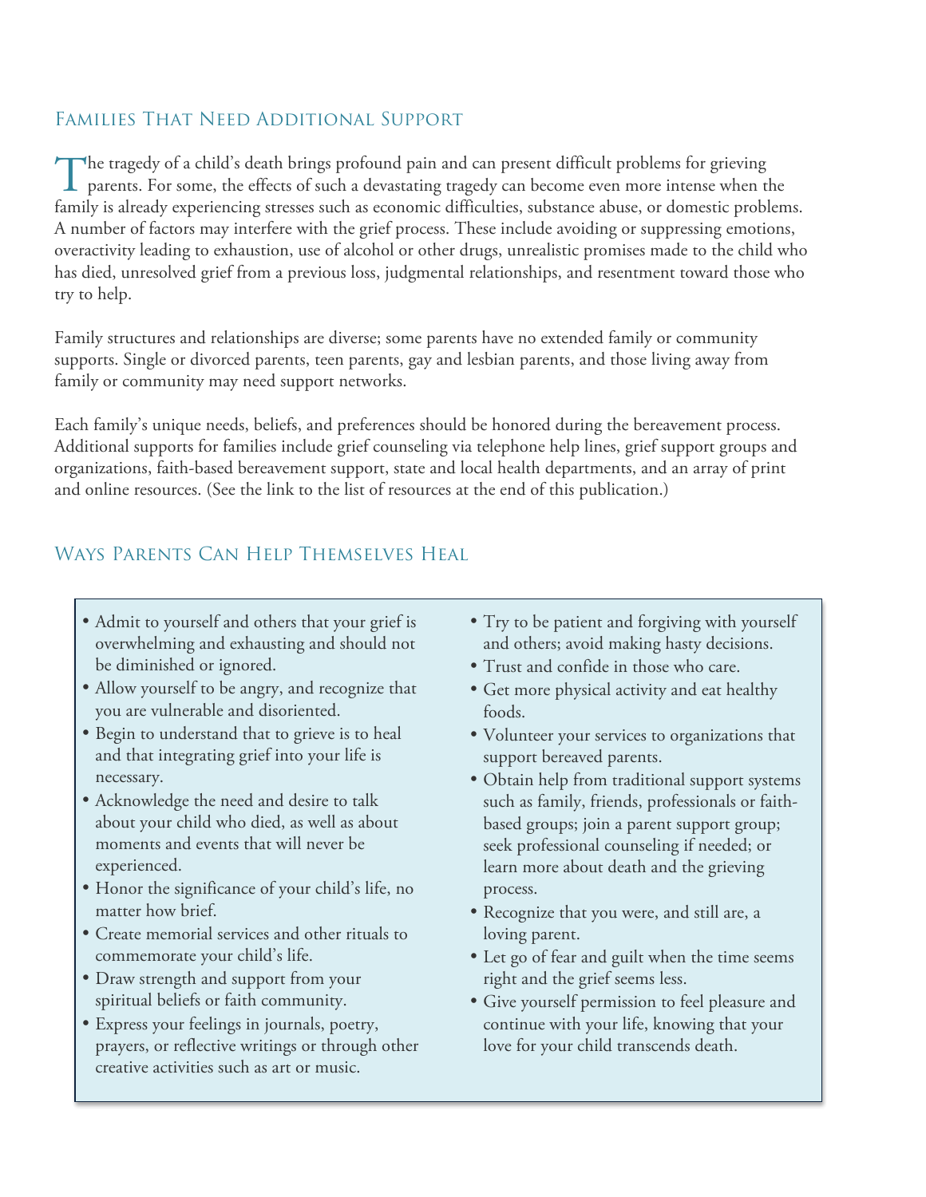## Families That Need Additional Support

The tragedy of a child's death brings profound pain and can present difficult problems for grieving parents. For some, the effects of such a devastating tragedy can become even more intense when the family is already experiencing stresses such as economic difficulties, substance abuse, or domestic problems. A number of factors may interfere with the grief process. These include avoiding or suppressing emotions, overactivity leading to exhaustion, use of alcohol or other drugs, unrealistic promises made to the child who has died, unresolved grief from a previous loss, judgmental relationships, and resentment toward those who try to help.

Family structures and relationships are diverse; some parents have no extended family or community supports. Single or divorced parents, teen parents, gay and lesbian parents, and those living away from family or community may need support networks.

Each family's unique needs, beliefs, and preferences should be honored during the bereavement process. Additional supports for families include grief counseling via telephone help lines, grief support groups and organizations, faith-based bereavement support, state and local health departments, and an array of print and online resources. (See the link to the list of resources at the end of this publication.)

## Ways Parents Can Help Themselves Heal

- Admit to yourself and others that your grief is overwhelming and exhausting and should not be diminished or ignored.
- Allow yourself to be angry, and recognize that you are vulnerable and disoriented.
- Begin to understand that to grieve is to heal and that integrating grief into your life is necessary.
- Acknowledge the need and desire to talk about your child who died, as well as about moments and events that will never be experienced.
- Honor the significance of your child's life, no matter how brief.
- Create memorial services and other rituals to commemorate your child's life.
- Draw strength and support from your spiritual beliefs or faith community.
- Express your feelings in journals, poetry, prayers, or reflective writings or through other creative activities such as art or music.
- Try to be patient and forgiving with yourself and others; avoid making hasty decisions.
- Trust and confide in those who care.
- Get more physical activity and eat healthy foods.
- Volunteer your services to organizations that support bereaved parents.
- Obtain help from traditional support systems such as family, friends, professionals or faith-based groups; join a parent support group; seek professional counseling if needed; or learn more about death and the grieving process.
- Recognize that you were, and still are, a loving parent.
- Let go of fear and guilt when the time seems right and the grief seems less.
- Give yourself permission to feel pleasure and continue with your life, knowing that your love for your child transcends death.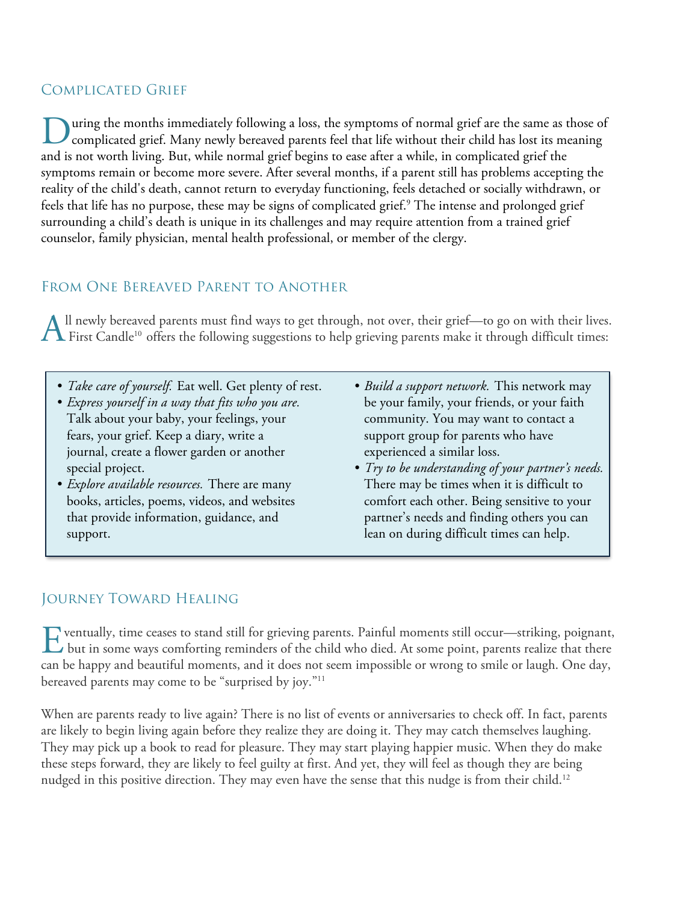## Complicated Grief

During the months immediately following a loss, the symptoms of normal grief are the same as those of complicated grief. Many newly bereaved parents feel that life without their child has lost its meaning and is not worth living. But, while normal grief begins to ease after a while, in complicated grief the symptoms remain or become more severe. After several months, if a parent still has problems accepting the reality of the child's death, cannot return to everyday functioning, feels detached or socially withdrawn, or feels that life has no purpose, these may be signs of complicated grief.[9] The intense and prolonged grief surrounding a child's death is unique in its challenges and may require attention from a trained grief counselor, family physician, mental health professional, or member of the clergy.

## From One Bereaved Parent to Another

All newly bereaved parents must find ways to get through, not over, their grief—to go on with their lives. First Candle[10] offers the following suggestions to help grieving parents make it through difficult times:

- *Take care of yourself.* Eat well. Get plenty of rest.
- *Express yourself in a way that fits who you are.* Talk about your baby, your feelings, your fears, your grief. Keep a diary, write a journal, create a flower garden or another special project.
- *Explore available resources.* There are many books, articles, poems, videos, and websites that provide information, guidance, and support.
- *Build a support network.* This network may be your family, your friends, or your faith community. You may want to contact a support group for parents who have experienced a similar loss.
- *Try to be understanding of your partner's needs.* There may be times when it is difficult to comfort each other. Being sensitive to your partner's needs and finding others you can lean on during difficult times can help.

## Journey Toward Healing

Eventually, time ceases to stand still for grieving parents. Painful moments still occur—striking, poignant, but in some ways comforting reminders of the child who died. At some point, parents realize that there can be happy and beautiful moments, and it does not seem impossible or wrong to smile or laugh. One day, bereaved parents may come to be "surprised by joy."[11]

When are parents ready to live again? There is no list of events or anniversaries to check off. In fact, parents are likely to begin living again before they realize they are doing it. They may catch themselves laughing. They may pick up a book to read for pleasure. They may start playing happier music. When they do make these steps forward, they are likely to feel guilty at first. And yet, they will feel as though they are being nudged in this positive direction. They may even have the sense that this nudge is from their child.[12]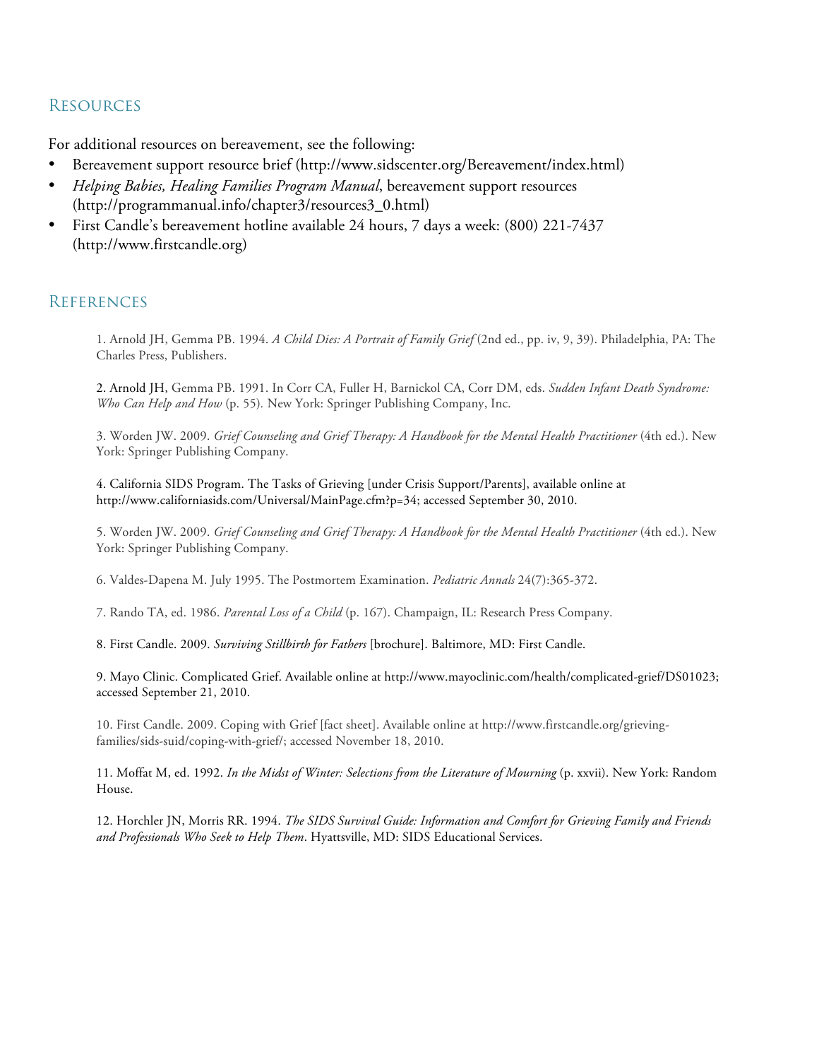## Resources

For additional resources on bereavement, see the following:

- Bereavement support resource brief (http://www.sidscenter.org/Bereavement/index.html)
- *Helping Babies, Healing Families Program Manual*, bereavement support resources (http://programmanual.info/chapter3/resources3_0.html)
- First Candle's bereavement hotline available 24 hours, 7 days a week: (800) 221-7437 (http://www.firstcandle.org)

## References

1. Arnold JH, Gemma PB. 1994. *A Child Dies: A Portrait of Family Grief* (2nd ed., pp. iv, 9, 39). Philadelphia, PA: The Charles Press, Publishers.

2. Arnold JH, Gemma PB. 1991. In Corr CA, Fuller H, Barnickol CA, Corr DM, eds. *Sudden Infant Death Syndrome: Who Can Help and How* (p. 55). New York: Springer Publishing Company, Inc.

3. Worden JW. 2009. *Grief Counseling and Grief Therapy: A Handbook for the Mental Health Practitioner* (4th ed.). New York: Springer Publishing Company.

4. California SIDS Program. The Tasks of Grieving [under Crisis Support/Parents], available online at http://www.californiasids.com/Universal/MainPage.cfm?p=34; accessed September 30, 2010.

5. Worden JW. 2009. *Grief Counseling and Grief Therapy: A Handbook for the Mental Health Practitioner* (4th ed.). New York: Springer Publishing Company.

6. Valdes-Dapena M. July 1995. The Postmortem Examination. *Pediatric Annals* 24(7):365-372.

7. Rando TA, ed. 1986. *Parental Loss of a Child* (p. 167). Champaign, IL: Research Press Company.

8. First Candle. 2009. *Surviving Stillbirth for Fathers* [brochure]. Baltimore, MD: First Candle.

9. Mayo Clinic. Complicated Grief. Available online at http://www.mayoclinic.com/health/complicated-grief/DS01023; accessed September 21, 2010.

10. First Candle. 2009. Coping with Grief [fact sheet]. Available online at http://www.firstcandle.org/grieving-families/sids-suid/coping-with-grief/; accessed November 18, 2010.

11. Moffat M, ed. 1992. *In the Midst of Winter: Selections from the Literature of Mourning* (p. xxvii). New York: Random House.

12. Horchler JN, Morris RR. 1994. *The SIDS Survival Guide: Information and Comfort for Grieving Family and Friends and Professionals Who Seek to Help Them*. Hyattsville, MD: SIDS Educational Services.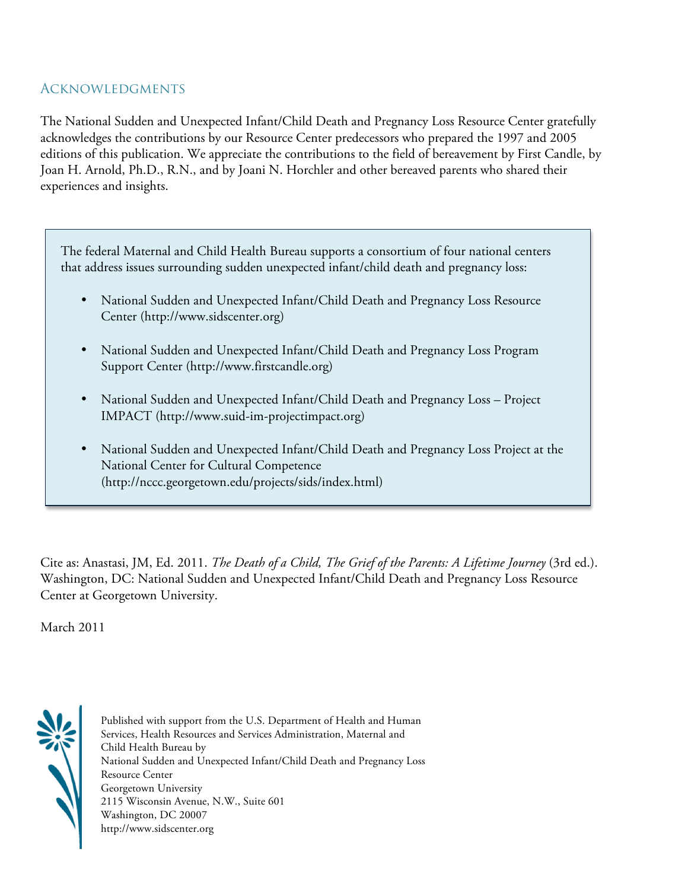## Acknowledgments

The National Sudden and Unexpected Infant/Child Death and Pregnancy Loss Resource Center gratefully acknowledges the contributions by our Resource Center predecessors who prepared the 1997 and 2005 editions of this publication. We appreciate the contributions to the field of bereavement by First Candle, by Joan H. Arnold, Ph.D., R.N., and by Joani N. Horchler and other bereaved parents who shared their experiences and insights.

The federal Maternal and Child Health Bureau supports a consortium of four national centers that address issues surrounding sudden unexpected infant/child death and pregnancy loss:

- National Sudden and Unexpected Infant/Child Death and Pregnancy Loss Resource Center (http://www.sidscenter.org)
- National Sudden and Unexpected Infant/Child Death and Pregnancy Loss Program Support Center (http://www.firstcandle.org)
- National Sudden and Unexpected Infant/Child Death and Pregnancy Loss – Project IMPACT (http://www.suid-im-projectimpact.org)
- National Sudden and Unexpected Infant/Child Death and Pregnancy Loss Project at the National Center for Cultural Competence (http://nccc.georgetown.edu/projects/sids/index.html)

Cite as: Anastasi, JM, Ed. 2011. *The Death of a Child, The Grief of the Parents: A Lifetime Journey* (3rd ed.). Washington, DC: National Sudden and Unexpected Infant/Child Death and Pregnancy Loss Resource Center at Georgetown University.

March 2011

Published with support from the U.S. Department of Health and Human Services, Health Resources and Services Administration, Maternal and Child Health Bureau by
National Sudden and Unexpected Infant/Child Death and Pregnancy Loss Resource Center
Georgetown University
2115 Wisconsin Avenue, N.W., Suite 601
Washington, DC 20007
http://www.sidscenter.org